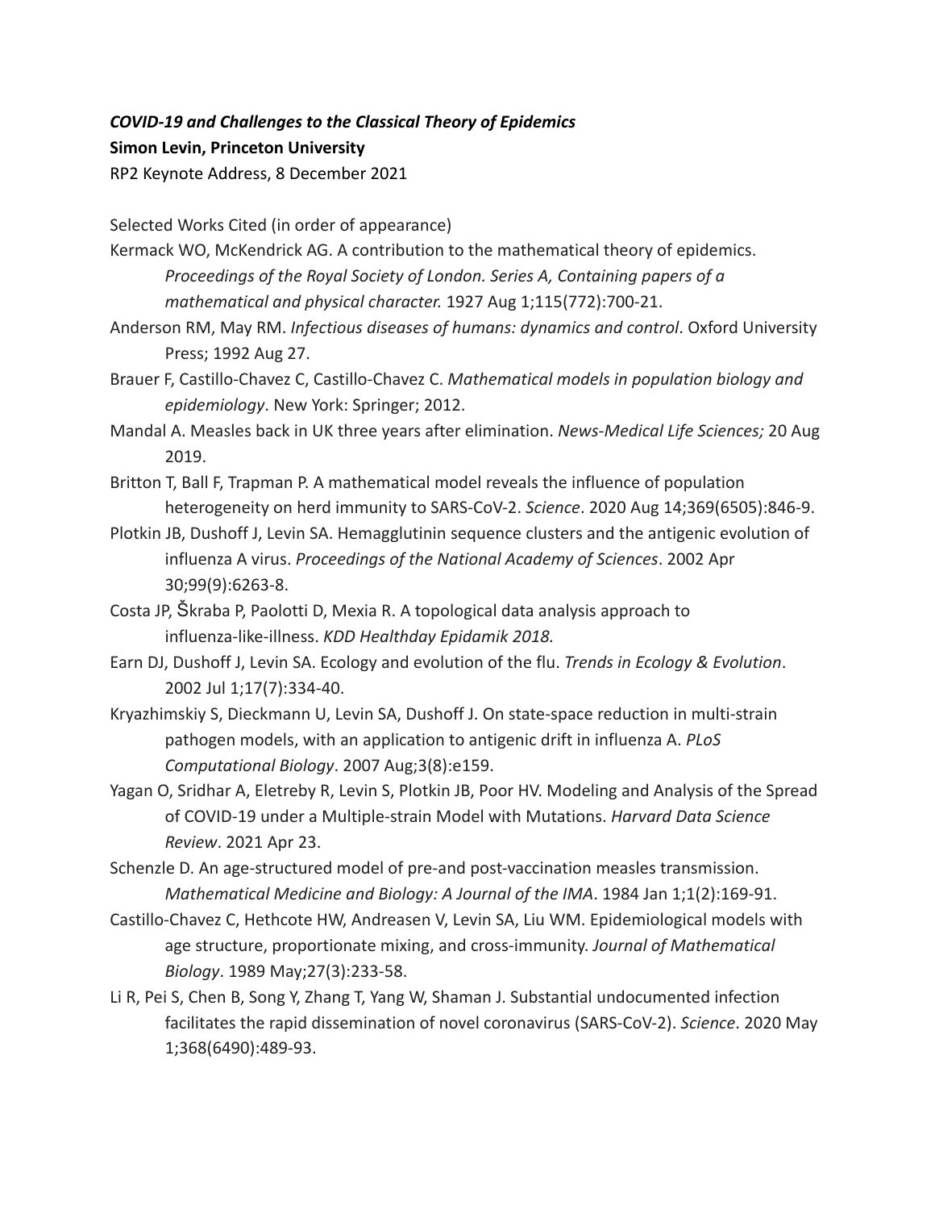***COVID-19 and Challenges to the Classical Theory of Epidemics***

**Simon Levin, Princeton University**

RP2 Keynote Address, 8 December 2021

Selected Works Cited (in order of appearance)

Kermack WO, McKendrick AG. A contribution to the mathematical theory of epidemics. *Proceedings of the Royal Society of London. Series A, Containing papers of a mathematical and physical character.* 1927 Aug 1;115(772):700-21.

Anderson RM, May RM. *Infectious diseases of humans: dynamics and control*. Oxford University Press; 1992 Aug 27.

Brauer F, Castillo-Chavez C, Castillo-Chavez C. *Mathematical models in population biology and epidemiology*. New York: Springer; 2012.

Mandal A. Measles back in UK three years after elimination. *News-Medical Life Sciences;* 20 Aug 2019.

Britton T, Ball F, Trapman P. A mathematical model reveals the influence of population heterogeneity on herd immunity to SARS-CoV-2. *Science*. 2020 Aug 14;369(6505):846-9.

Plotkin JB, Dushoff J, Levin SA. Hemagglutinin sequence clusters and the antigenic evolution of influenza A virus. *Proceedings of the National Academy of Sciences*. 2002 Apr 30;99(9):6263-8.

Costa JP, Škraba P, Paolotti D, Mexia R. A topological data analysis approach to influenza-like-illness. *KDD Healthday Epidamik 2018.*

Earn DJ, Dushoff J, Levin SA. Ecology and evolution of the flu. *Trends in Ecology & Evolution*. 2002 Jul 1;17(7):334-40.

Kryazhimskiy S, Dieckmann U, Levin SA, Dushoff J. On state-space reduction in multi-strain pathogen models, with an application to antigenic drift in influenza A. *PLoS Computational Biology*. 2007 Aug;3(8):e159.

Yagan O, Sridhar A, Eletreby R, Levin S, Plotkin JB, Poor HV. Modeling and Analysis of the Spread of COVID-19 under a Multiple-strain Model with Mutations. *Harvard Data Science Review*. 2021 Apr 23.

Schenzle D. An age-structured model of pre-and post-vaccination measles transmission. *Mathematical Medicine and Biology: A Journal of the IMA*. 1984 Jan 1;1(2):169-91.

Castillo-Chavez C, Hethcote HW, Andreasen V, Levin SA, Liu WM. Epidemiological models with age structure, proportionate mixing, and cross-immunity. *Journal of Mathematical Biology*. 1989 May;27(3):233-58.

Li R, Pei S, Chen B, Song Y, Zhang T, Yang W, Shaman J. Substantial undocumented infection facilitates the rapid dissemination of novel coronavirus (SARS-CoV-2). *Science*. 2020 May 1;368(6490):489-93.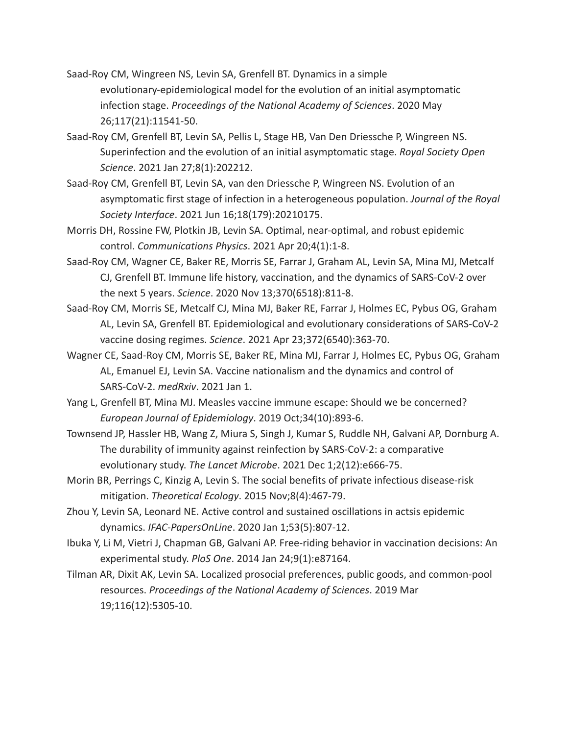Saad-Roy CM, Wingreen NS, Levin SA, Grenfell BT. Dynamics in a simple evolutionary-epidemiological model for the evolution of an initial asymptomatic infection stage. *Proceedings of the National Academy of Sciences*. 2020 May 26;117(21):11541-50.

Saad-Roy CM, Grenfell BT, Levin SA, Pellis L, Stage HB, Van Den Driessche P, Wingreen NS. Superinfection and the evolution of an initial asymptomatic stage. *Royal Society Open Science*. 2021 Jan 27;8(1):202212.

Saad-Roy CM, Grenfell BT, Levin SA, van den Driessche P, Wingreen NS. Evolution of an asymptomatic first stage of infection in a heterogeneous population. *Journal of the Royal Society Interface*. 2021 Jun 16;18(179):20210175.

Morris DH, Rossine FW, Plotkin JB, Levin SA. Optimal, near-optimal, and robust epidemic control. *Communications Physics*. 2021 Apr 20;4(1):1-8.

Saad-Roy CM, Wagner CE, Baker RE, Morris SE, Farrar J, Graham AL, Levin SA, Mina MJ, Metcalf CJ, Grenfell BT. Immune life history, vaccination, and the dynamics of SARS-CoV-2 over the next 5 years. *Science*. 2020 Nov 13;370(6518):811-8.

Saad-Roy CM, Morris SE, Metcalf CJ, Mina MJ, Baker RE, Farrar J, Holmes EC, Pybus OG, Graham AL, Levin SA, Grenfell BT. Epidemiological and evolutionary considerations of SARS-CoV-2 vaccine dosing regimes. *Science*. 2021 Apr 23;372(6540):363-70.

Wagner CE, Saad-Roy CM, Morris SE, Baker RE, Mina MJ, Farrar J, Holmes EC, Pybus OG, Graham AL, Emanuel EJ, Levin SA. Vaccine nationalism and the dynamics and control of SARS-CoV-2. *medRxiv*. 2021 Jan 1.

Yang L, Grenfell BT, Mina MJ. Measles vaccine immune escape: Should we be concerned? *European Journal of Epidemiology*. 2019 Oct;34(10):893-6.

Townsend JP, Hassler HB, Wang Z, Miura S, Singh J, Kumar S, Ruddle NH, Galvani AP, Dornburg A. The durability of immunity against reinfection by SARS-CoV-2: a comparative evolutionary study. *The Lancet Microbe*. 2021 Dec 1;2(12):e666-75.

Morin BR, Perrings C, Kinzig A, Levin S. The social benefits of private infectious disease-risk mitigation. *Theoretical Ecology*. 2015 Nov;8(4):467-79.

Zhou Y, Levin SA, Leonard NE. Active control and sustained oscillations in actsis epidemic dynamics. *IFAC-PapersOnLine*. 2020 Jan 1;53(5):807-12.

Ibuka Y, Li M, Vietri J, Chapman GB, Galvani AP. Free-riding behavior in vaccination decisions: An experimental study. *PloS One*. 2014 Jan 24;9(1):e87164.

Tilman AR, Dixit AK, Levin SA. Localized prosocial preferences, public goods, and common-pool resources. *Proceedings of the National Academy of Sciences*. 2019 Mar 19;116(12):5305-10.